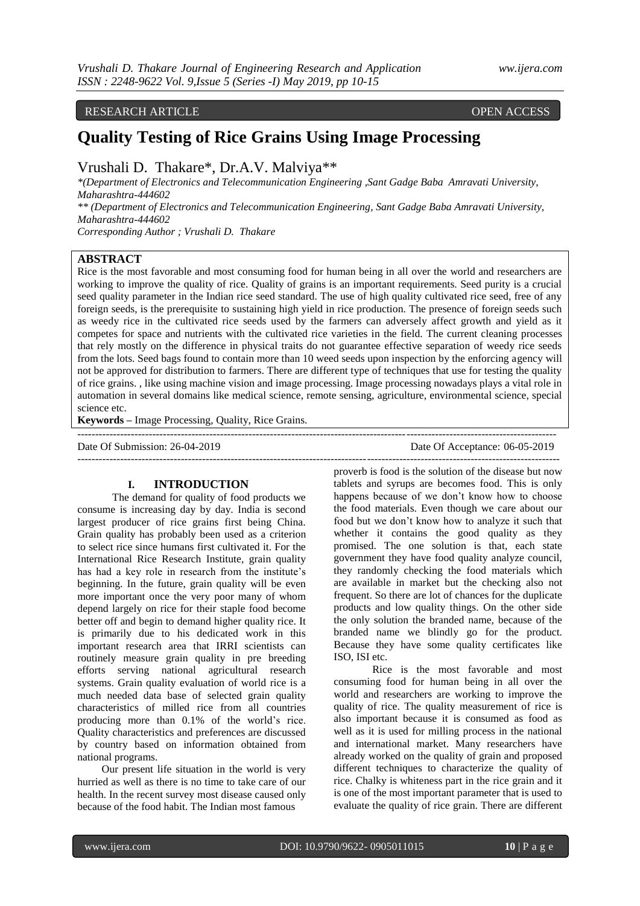RESEARCH ARTICLE OPEN ACCESS

# Quality Testing of Rice Grains Using Image Processing

Vrushali D. Thakare*, Dr.A.V. Malviya**

*(Department of Electronics and Telecommunication Engineering ,Sant Gadge Baba Amravati University, Maharashtra-444602

** (Department of Electronics and Telecommunication Engineering, Sant Gadge Baba Amravati University, Maharashtra-444602

*Corresponding Author ; Vrushali D. Thakare*

## ABSTRACT

Rice is the most favorable and most consuming food for human being in all over the world and researchers are working to improve the quality of rice. Quality of grains is an important requirements. Seed purity is a crucial seed quality parameter in the Indian rice seed standard. The use of high quality cultivated rice seed, free of any foreign seeds, is the prerequisite to sustaining high yield in rice production. The presence of foreign seeds such as weedy rice in the cultivated rice seeds used by the farmers can adversely affect growth and yield as it competes for space and nutrients with the cultivated rice varieties in the field. The current cleaning processes that rely mostly on the difference in physical traits do not guarantee effective separation of weedy rice seeds from the lots. Seed bags found to contain more than 10 weed seeds upon inspection by the enforcing agency will not be approved for distribution to farmers. There are different type of techniques that use for testing the quality of rice grains. , like using machine vision and image processing. Image processing nowadays plays a vital role in automation in several domains like medical science, remote sensing, agriculture, environmental science, special science etc.

**Keywords –** Image Processing, Quality, Rice Grains.

---

Date Of Submission: 26-04-2019 Date Of Acceptance: 06-05-2019

---

## I. INTRODUCTION

The demand for quality of food products we consume is increasing day by day. India is second largest producer of rice grains first being China. Grain quality has probably been used as a criterion to select rice since humans first cultivated it. For the International Rice Research Institute, grain quality has had a key role in research from the institute's beginning. In the future, grain quality will be even more important once the very poor many of whom depend largely on rice for their staple food become better off and begin to demand higher quality rice. It is primarily due to his dedicated work in this important research area that IRRI scientists can routinely measure grain quality in pre breeding efforts serving national agricultural research systems. Grain quality evaluation of world rice is a much needed data base of selected grain quality characteristics of milled rice from all countries producing more than 0.1% of the world's rice. Quality characteristics and preferences are discussed by country based on information obtained from national programs.

Our present life situation in the world is very hurried as well as there is no time to take care of our health. In the recent survey most disease caused only because of the food habit. The Indian most famous proverb is food is the solution of the disease but now tablets and syrups are becomes food. This is only happens because of we don't know how to choose the food materials. Even though we care about our food but we don't know how to analyze it such that whether it contains the good quality as they promised. The one solution is that, each state government they have food quality analyze council, they randomly checking the food materials which are available in market but the checking also not frequent. So there are lot of chances for the duplicate products and low quality things. On the other side the only solution the branded name, because of the branded name we blindly go for the product. Because they have some quality certificates like ISO, ISI etc.

Rice is the most favorable and most consuming food for human being in all over the world and researchers are working to improve the quality of rice. The quality measurement of rice is also important because it is consumed as food as well as it is used for milling process in the national and international market. Many researchers have already worked on the quality of grain and proposed different techniques to characterize the quality of rice. Chalky is whiteness part in the rice grain and it is one of the most important parameter that is used to evaluate the quality of rice grain. There are different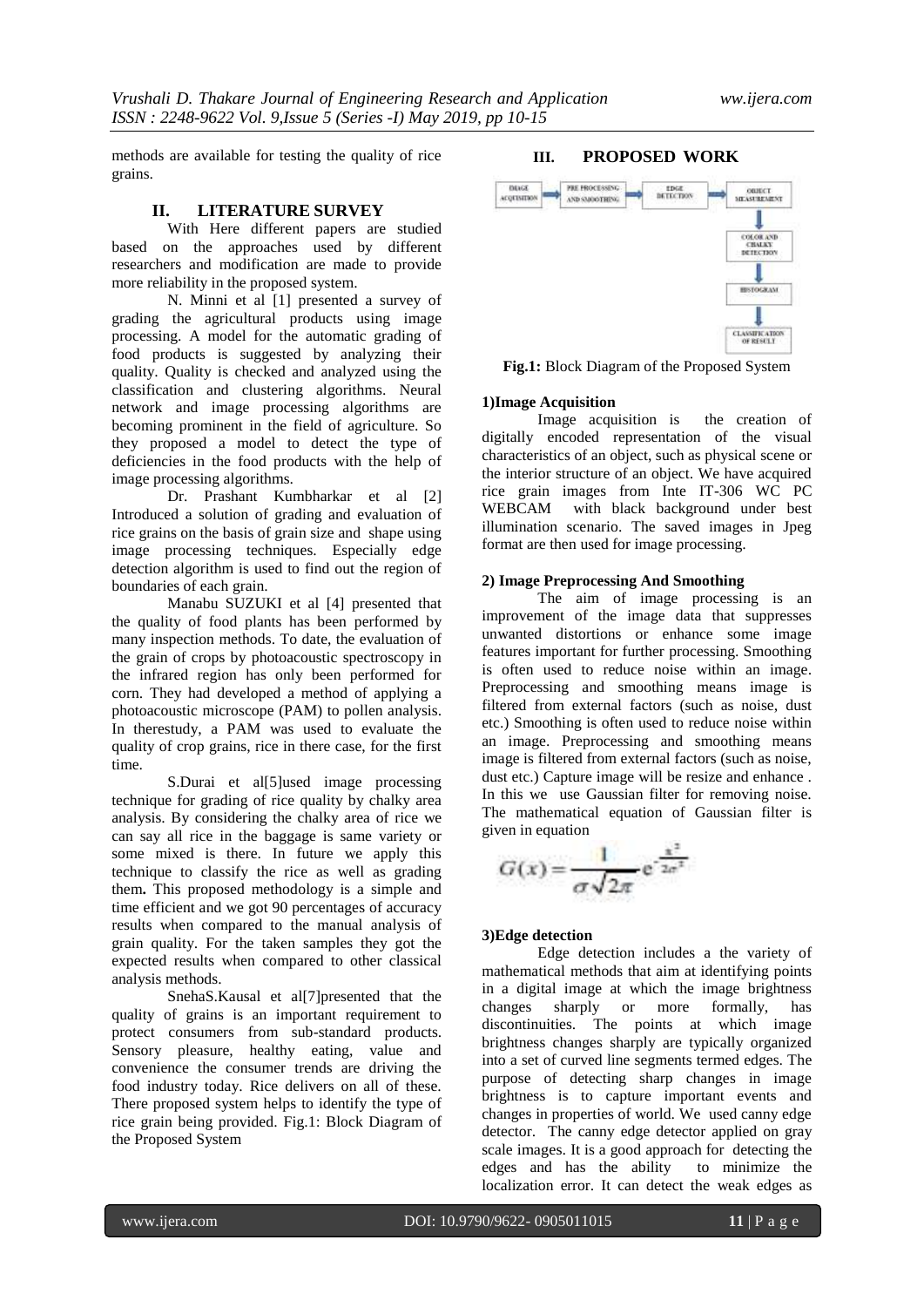methods are available for testing the quality of rice grains.

## II. LITERATURE SURVEY

With Here different papers are studied based on the approaches used by different researchers and modification are made to provide more reliability in the proposed system.

N. Minni et al [1] presented a survey of grading the agricultural products using image processing. A model for the automatic grading of food products is suggested by analyzing their quality. Quality is checked and analyzed using the classification and clustering algorithms. Neural network and image processing algorithms are becoming prominent in the field of agriculture. So they proposed a model to detect the type of deficiencies in the food products with the help of image processing algorithms.

Dr. Prashant Kumbharkar et al [2] Introduced a solution of grading and evaluation of rice grains on the basis of grain size and shape using image processing techniques. Especially edge detection algorithm is used to find out the region of boundaries of each grain.

Manabu SUZUKI et al [4] presented that the quality of food plants has been performed by many inspection methods. To date, the evaluation of the grain of crops by photoacoustic spectroscopy in the infrared region has only been performed for corn. They had developed a method of applying a photoacoustic microscope (PAM) to pollen analysis. In therestudy, a PAM was used to evaluate the quality of crop grains, rice in there case, for the first time.

S.Durai et al[5]used image processing technique for grading of rice quality by chalky area analysis. By considering the chalky area of rice we can say all rice in the baggage is same variety or some mixed is there. In future we apply this technique to classify the rice as well as grading them**.** This proposed methodology is a simple and time efficient and we got 90 percentages of accuracy results when compared to the manual analysis of grain quality. For the taken samples they got the expected results when compared to other classical analysis methods.

SnehaS.Kausal et al[7]presented that the quality of grains is an important requirement to protect consumers from sub-standard products. Sensory pleasure, healthy eating, value and convenience the consumer trends are driving the food industry today. Rice delivers on all of these. There proposed system helps to identify the type of rice grain being provided. Fig.1: Block Diagram of the Proposed System

## III. PROPOSED WORK

IMAGE ACQUISITION → PRE PROCESSING AND SMOOTHING → EDGE DETECTION → OBJECT MEASUREMENT → COLOR AND CHALKY DETECTION → HISTOGRAM → CLASSIFICATION OF RESULT

**Fig.1:** Block Diagram of the Proposed System

**1)Image Acquisition**

Image acquisition is the creation of digitally encoded representation of the visual characteristics of an object, such as physical scene or the interior structure of an object. We have acquired rice grain images from Inte IT-306 WC PC WEBCAM with black background under best illumination scenario. The saved images in Jpeg format are then used for image processing.

**2) Image Preprocessing And Smoothing**

The aim of image processing is an improvement of the image data that suppresses unwanted distortions or enhance some image features important for further processing. Smoothing is often used to reduce noise within an image. Preprocessing and smoothing means image is filtered from external factors (such as noise, dust etc.) Smoothing is often used to reduce noise within an image. Preprocessing and smoothing means image is filtered from external factors (such as noise, dust etc.) Capture image will be resize and enhance . In this we use Gaussian filter for removing noise. The mathematical equation of Gaussian filter is given in equation

$$G(x) = \frac{1}{\sigma\sqrt{2\pi}} e^{-\frac{x^2}{2\sigma^2}}$$

**3)Edge detection**

Edge detection includes a the variety of mathematical methods that aim at identifying points in a digital image at which the image brightness changes sharply or more formally, has discontinuities. The points at which image brightness changes sharply are typically organized into a set of curved line segments termed edges. The purpose of detecting sharp changes in image brightness is to capture important events and changes in properties of world. We used canny edge detector. The canny edge detector applied on gray scale images. It is a good approach for detecting the edges and has the ability to minimize the localization error. It can detect the weak edges as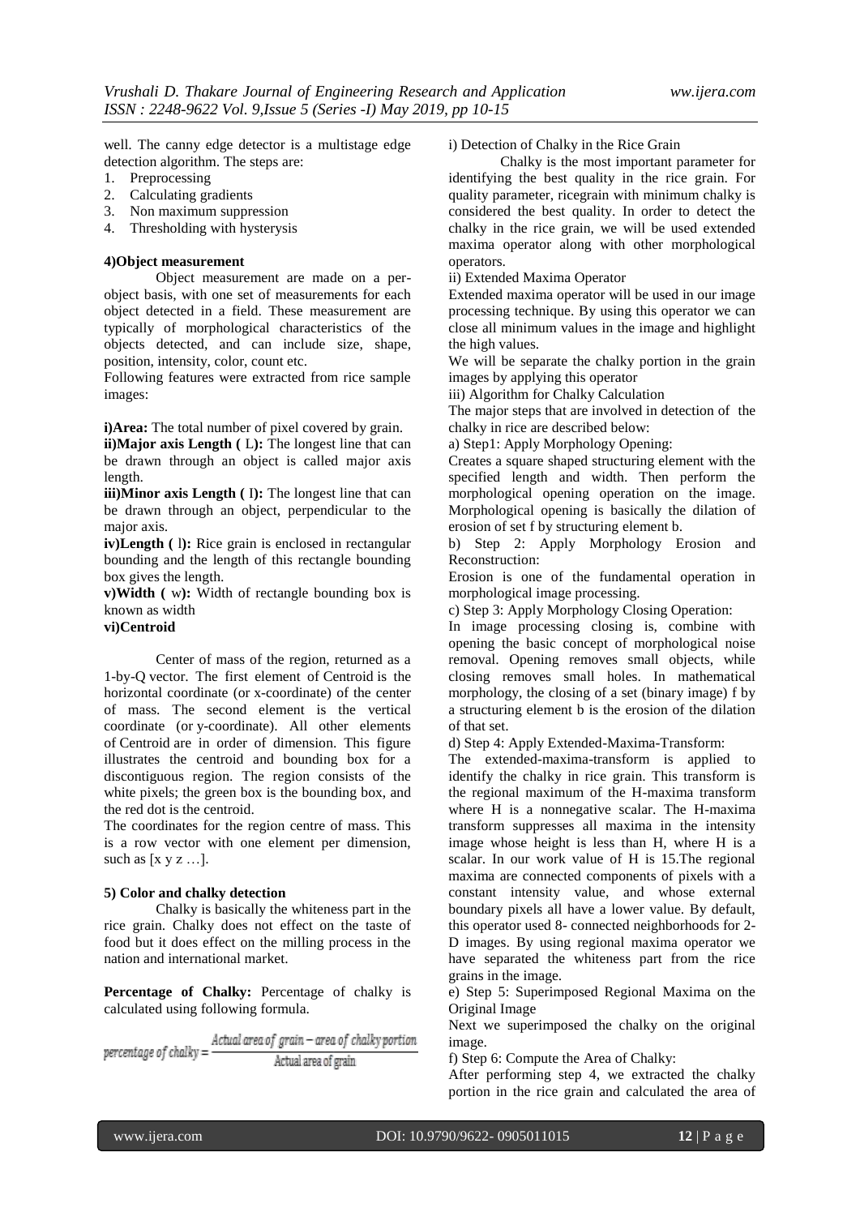well. The canny edge detector is a multistage edge detection algorithm. The steps are:

1. Preprocessing
2. Calculating gradients
3. Non maximum suppression
4. Thresholding with hysterysis

**4)Object measurement**

Object measurement are made on a per-object basis, with one set of measurements for each object detected in a field. These measurement are typically of morphological characteristics of the objects detected, and can include size, shape, position, intensity, color, count etc.

Following features were extracted from rice sample images:

**i)Area:** The total number of pixel covered by grain.

**ii)Major axis Length (** L**):** The longest line that can be drawn through an object is called major axis length.

**iii)Minor axis Length (** l**):** The longest line that can be drawn through an object, perpendicular to the major axis.

**iv)Length (** l**):** Rice grain is enclosed in rectangular bounding and the length of this rectangle bounding box gives the length.

**v)Width (** w**):** Width of rectangle bounding box is known as width

**vi)Centroid**

Center of mass of the region, returned as a 1-by-Q vector. The first element of Centroid is the horizontal coordinate (or x-coordinate) of the center of mass. The second element is the vertical coordinate (or y-coordinate). All other elements of Centroid are in order of dimension. This figure illustrates the centroid and bounding box for a discontiguous region. The region consists of the white pixels; the green box is the bounding box, and the red dot is the centroid.

The coordinates for the region centre of mass. This is a row vector with one element per dimension, such as [x y z …].

**5) Color and chalky detection**

Chalky is basically the whiteness part in the rice grain. Chalky does not effect on the taste of food but it does effect on the milling process in the nation and international market.

**Percentage of Chalky:** Percentage of chalky is calculated using following formula.

$$percentage\ of\ chalky = \frac{Actual\ area\ of\ grain - area\ of\ chalky\ portion}{Actual\ area\ of\ grain}$$

i) Detection of Chalky in the Rice Grain

Chalky is the most important parameter for identifying the best quality in the rice grain. For quality parameter, ricegrain with minimum chalky is considered the best quality. In order to detect the chalky in the rice grain, we will be used extended maxima operator along with other morphological operators.

ii) Extended Maxima Operator

Extended maxima operator will be used in our image processing technique. By using this operator we can close all minimum values in the image and highlight the high values.

We will be separate the chalky portion in the grain images by applying this operator

iii) Algorithm for Chalky Calculation

The major steps that are involved in detection of the chalky in rice are described below:

a) Step1: Apply Morphology Opening:

Creates a square shaped structuring element with the specified length and width. Then perform the morphological opening operation on the image. Morphological opening is basically the dilation of erosion of set f by structuring element b.

b) Step 2: Apply Morphology Erosion and Reconstruction:

Erosion is one of the fundamental operation in morphological image processing.

c) Step 3: Apply Morphology Closing Operation:

In image processing closing is, combine with opening the basic concept of morphological noise removal. Opening removes small objects, while closing removes small holes. In mathematical morphology, the closing of a set (binary image) f by a structuring element b is the erosion of the dilation of that set.

d) Step 4: Apply Extended-Maxima-Transform:

The extended-maxima-transform is applied to identify the chalky in rice grain. This transform is the regional maximum of the H-maxima transform where H is a nonnegative scalar. The H-maxima transform suppresses all maxima in the intensity image whose height is less than H, where H is a scalar. In our work value of H is 15.The regional maxima are connected components of pixels with a constant intensity value, and whose external boundary pixels all have a lower value. By default, this operator used 8- connected neighborhoods for 2-D images. By using regional maxima operator we have separated the whiteness part from the rice grains in the image.

e) Step 5: Superimposed Regional Maxima on the Original Image

Next we superimposed the chalky on the original image.

f) Step 6: Compute the Area of Chalky:

After performing step 4, we extracted the chalky portion in the rice grain and calculated the area of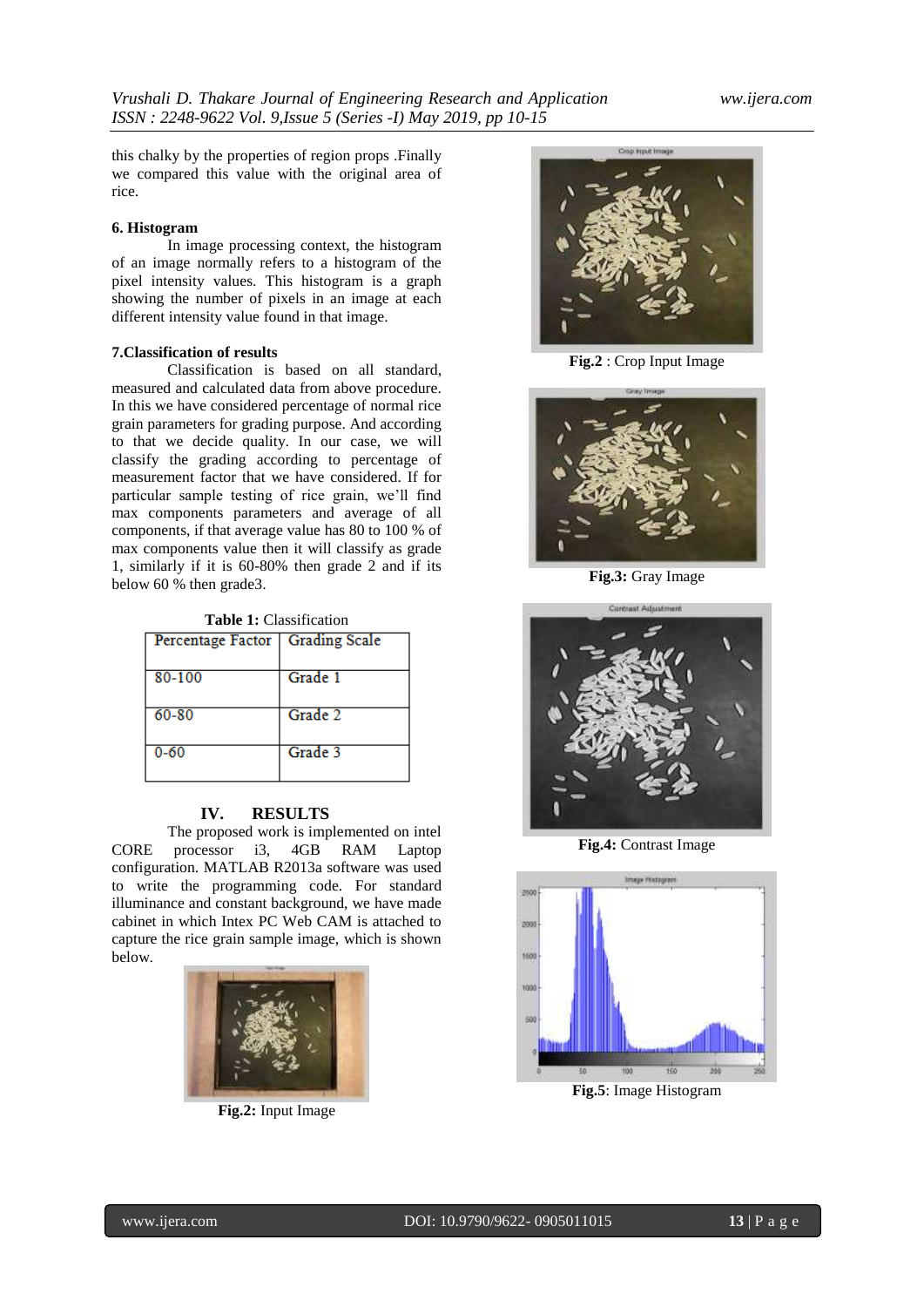this chalky by the properties of region props .Finally we compared this value with the original area of rice.

### 6. Histogram

In image processing context, the histogram of an image normally refers to a histogram of the pixel intensity values. This histogram is a graph showing the number of pixels in an image at each different intensity value found in that image.

### 7.Classification of results

Classification is based on all standard, measured and calculated data from above procedure. In this we have considered percentage of normal rice grain parameters for grading purpose. And according to that we decide quality. In our case, we will classify the grading according to percentage of measurement factor that we have considered. If for particular sample testing of rice grain, we'll find max components parameters and average of all components, if that average value has 80 to 100 % of max components value then it will classify as grade 1, similarly if it is 60-80% then grade 2 and if its below 60 % then grade3.

**Table 1:** Classification

| Percentage Factor | Grading Scale |
|---|---|
| 80-100 | Grade 1 |
| 60-80 | Grade 2 |
| 0-60 | Grade 3 |

## IV. RESULTS

The proposed work is implemented on intel CORE processor i3, 4GB RAM Laptop configuration. MATLAB R2013a software was used to write the programming code. For standard illuminance and constant background, we have made cabinet in which Intex PC Web CAM is attached to capture the rice grain sample image, which is shown below.

**Fig.2:** Input Image

**Fig.2** : Crop Input Image

**Fig.3:** Gray Image

**Fig.4:** Contrast Image

**Fig.5**: Image Histogram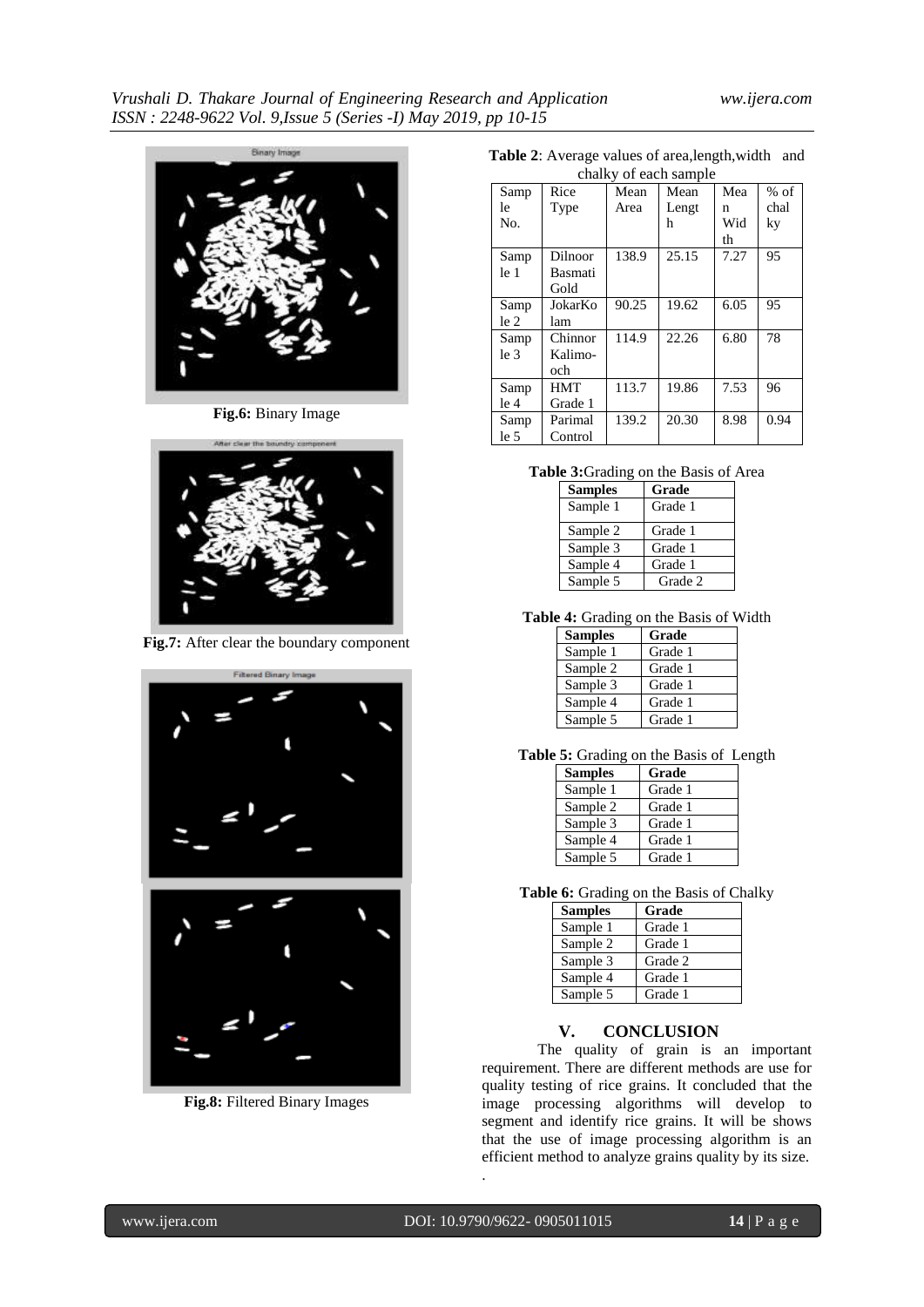Fig.6: Binary Image

Fig.7: After clear the boundary component

Fig.8: Filtered Binary Images

**Table 2**: Average values of area,length,width and chalky of each sample

| Sample No. | Rice Type | Mean Area | Mean Length | Mean Width | % of chalky |
|---|---|---|---|---|---|
| Sample 1 | Dilnoor Basmati Gold | 138.9 | 25.15 | 7.27 | 95 |
| Sample 2 | JokarKolam | 90.25 | 19.62 | 6.05 | 95 |
| Sample 3 | Chinnor Kalimo-och | 114.9 | 22.26 | 6.80 | 78 |
| Sample 4 | HMT Grade 1 | 113.7 | 19.86 | 7.53 | 96 |
| Sample 5 | Parimal Control | 139.2 | 20.30 | 8.98 | 0.94 |

**Table 3:**Grading on the Basis of Area

| Samples | Grade |
|---|---|
| Sample 1 | Grade 1 |
| Sample 2 | Grade 1 |
| Sample 3 | Grade 1 |
| Sample 4 | Grade 1 |
| Sample 5 | Grade 2 |

**Table 4:** Grading on the Basis of Width

| Samples | Grade |
|---|---|
| Sample 1 | Grade 1 |
| Sample 2 | Grade 1 |
| Sample 3 | Grade 1 |
| Sample 4 | Grade 1 |
| Sample 5 | Grade 1 |

**Table 5:** Grading on the Basis of Length

| Samples | Grade |
|---|---|
| Sample 1 | Grade 1 |
| Sample 2 | Grade 1 |
| Sample 3 | Grade 1 |
| Sample 4 | Grade 1 |
| Sample 5 | Grade 1 |

**Table 6:** Grading on the Basis of Chalky

| Samples | Grade |
|---|---|
| Sample 1 | Grade 1 |
| Sample 2 | Grade 1 |
| Sample 3 | Grade 2 |
| Sample 4 | Grade 1 |
| Sample 5 | Grade 1 |

## V. CONCLUSION

The quality of grain is an important requirement. There are different methods are use for quality testing of rice grains. It concluded that the image processing algorithms will develop to segment and identify rice grains. It will be shows that the use of image processing algorithm is an efficient method to analyze grains quality by its size.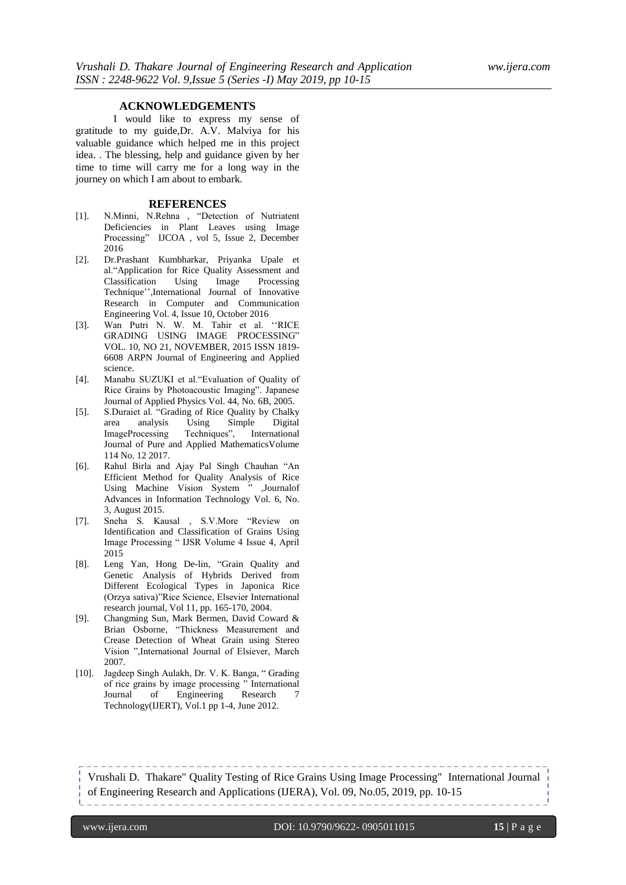## ACKNOWLEDGEMENTS

I would like to express my sense of gratitude to my guide,Dr. A.V. Malviya for his valuable guidance which helped me in this project idea. . The blessing, help and guidance given by her time to time will carry me for a long way in the journey on which I am about to embark.

## REFERENCES

[1]. N.Minni, N.Rehna , "Detection of Nutriatent Deficiencies in Plant Leaves using Image Processing" IJCOA , vol 5, Issue 2, December 2016

[2]. Dr.Prashant Kumbharkar, Priyanka Upale et al."Application for Rice Quality Assessment and Classification Using Image Processing Technique'',International Journal of Innovative Research in Computer and Communication Engineering Vol. 4, Issue 10, October 2016

[3]. Wan Putri N. W. M. Tahir et al. ''RICE GRADING USING IMAGE PROCESSING" VOL. 10, NO 21, NOVEMBER, 2015 ISSN 1819-6608 ARPN Journal of Engineering and Applied science.

[4]. Manabu SUZUKI et al."Evaluation of Quality of Rice Grains by Photoacoustic Imaging". Japanese Journal of Applied Physics Vol. 44, No. 6B, 2005.

[5]. S.Duraiet al. "Grading of Rice Quality by Chalky area analysis Using Simple Digital ImageProcessing Techniques", International Journal of Pure and Applied MathematicsVolume 114 No. 12 2017.

[6]. Rahul Birla and Ajay Pal Singh Chauhan "An Efficient Method for Quality Analysis of Rice Using Machine Vision System " ,Journalof Advances in Information Technology Vol. 6, No. 3, August 2015.

[7]. Sneha S. Kausal , S.V.More "Review on Identification and Classification of Grains Using Image Processing " IJSR Volume 4 Issue 4, April 2015

[8]. Leng Yan, Hong De-lin, "Grain Quality and Genetic Analysis of Hybrids Derived from Different Ecological Types in Japonica Rice (Orzya sativa)"Rice Science, Elsevier International research journal, Vol 11, pp. 165-170, 2004.

[9]. Changming Sun, Mark Bermen, David Coward & Brian Osborne, "Thickness Measurement and Crease Detection of Wheat Grain using Stereo Vision ",International Journal of Elsiever, March 2007.

[10]. Jagdeep Singh Aulakh, Dr. V. K. Banga, " Grading of rice grains by image processing " International Journal of Engineering Research 7 Technology(IJERT), Vol.1 pp 1-4, June 2012.

Vrushali D. Thakare" Quality Testing of Rice Grains Using Image Processing" International Journal of Engineering Research and Applications (IJERA), Vol. 09, No.05, 2019, pp. 10-15